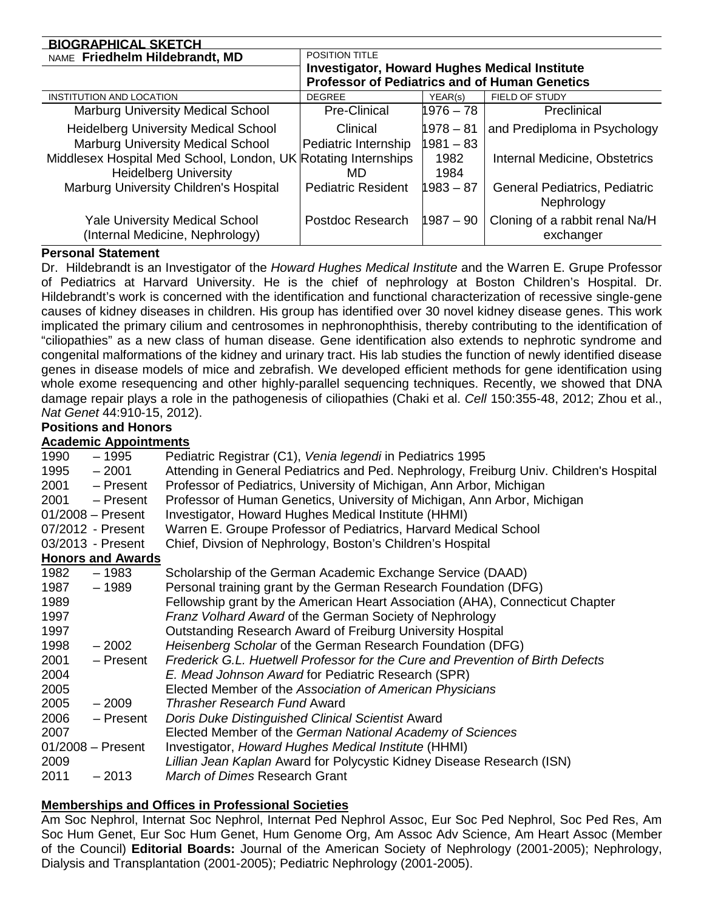## BIOGRAPHICAL SKETCH

| NAME | POSITION TITLE | | |
|---|---|---|---|
| **Friedhelm Hildebrandt, MD** | **Investigator, Howard Hughes Medical Institute** **Professor of Pediatrics and of Human Genetics** | | |
| INSTITUTION AND LOCATION | DEGREE | YEAR(s) | FIELD OF STUDY |
| Marburg University Medical School | Pre-Clinical | 1976 – 78 | Preclinical |
| Heidelberg University Medical School | Clinical | 1978 – 81 | and Prediploma in Psychology |
| Marburg University Medical School | Pediatric Internship | 1981 – 83 | |
| Middlesex Hospital Med School, London, UK | Rotating Internships | 1982 | Internal Medicine, Obstetrics |
| Heidelberg University | MD | 1984 | |
| Marburg University Children's Hospital | Pediatric Resident | 1983 – 87 | General Pediatrics, Pediatric Nephrology |
| Yale University Medical School (Internal Medicine, Nephrology) | Postdoc Research | 1987 – 90 | Cloning of a rabbit renal Na/H exchanger |

### Personal Statement

Dr. Hildebrandt is an Investigator of the *Howard Hughes Medical Institute* and the Warren E. Grupe Professor of Pediatrics at Harvard University. He is the chief of nephrology at Boston Children's Hospital. Dr. Hildebrandt's work is concerned with the identification and functional characterization of recessive single-gene causes of kidney diseases in children. His group has identified over 30 novel kidney disease genes. This work implicated the primary cilium and centrosomes in nephronophthisis, thereby contributing to the identification of "ciliopathies" as a new class of human disease. Gene identification also extends to nephrotic syndrome and congenital malformations of the kidney and urinary tract. His lab studies the function of newly identified disease genes in disease models of mice and zebrafish. We developed efficient methods for gene identification using whole exome resequencing and other highly-parallel sequencing techniques. Recently, we showed that DNA damage repair plays a role in the pathogenesis of ciliopathies (Chaki et al. *Cell* 150:355-48, 2012; Zhou et al., *Nat Genet* 44:910-15, 2012).

### Positions and Honors

**Academic Appointments**

| | |
|---|---|
| 1990 – 1995 | Pediatric Registrar (C1), *Venia legendi* in Pediatrics 1995 |
| 1995 – 2001 | Attending in General Pediatrics and Ped. Nephrology, Freiburg Univ. Children's Hospital |
| 2001 – Present | Professor of Pediatrics, University of Michigan, Ann Arbor, Michigan |
| 2001 – Present | Professor of Human Genetics, University of Michigan, Ann Arbor, Michigan |
| 01/2008 – Present | Investigator, Howard Hughes Medical Institute (HHMI) |
| 07/2012 - Present | Warren E. Groupe Professor of Pediatrics, Harvard Medical School |
| 03/2013 - Present | Chief, Divsion of Nephrology, Boston's Children's Hospital |

**Honors and Awards**

| | |
|---|---|
| 1982 – 1983 | Scholarship of the German Academic Exchange Service (DAAD) |
| 1987 – 1989 | Personal training grant by the German Research Foundation (DFG) |
| 1989 | Fellowship grant by the American Heart Association (AHA), Connecticut Chapter |
| 1997 | *Franz Volhard Award* of the German Society of Nephrology |
| 1997 | Outstanding Research Award of Freiburg University Hospital |
| 1998 – 2002 | *Heisenberg Scholar* of the German Research Foundation (DFG) |
| 2001 – Present | *Frederick G.L. Huetwell Professor for the Cure and Prevention of Birth Defects* |
| 2004 | *E. Mead Johnson Award* for Pediatric Research (SPR) |
| 2005 | Elected Member of the *Association of American Physicians* |
| 2005 – 2009 | *Thrasher Research Fund* Award |
| 2006 – Present | *Doris Duke Distinguished Clinical Scientist* Award |
| 2007 | Elected Member of the *German National Academy of Sciences* |
| 01/2008 – Present | Investigator, *Howard Hughes Medical Institute* (HHMI) |
| 2009 | *Lillian Jean Kaplan* Award for Polycystic Kidney Disease Research (ISN) |
| 2011 – 2013 | *March of Dimes* Research Grant |

**Memberships and Offices in Professional Societies**

Am Soc Nephrol, Internat Soc Nephrol, Internat Ped Nephrol Assoc, Eur Soc Ped Nephrol, Soc Ped Res, Am Soc Hum Genet, Eur Soc Hum Genet, Hum Genome Org, Am Assoc Adv Science, Am Heart Assoc (Member of the Council) **Editorial Boards:** Journal of the American Society of Nephrology (2001-2005); Nephrology, Dialysis and Transplantation (2001-2005); Pediatric Nephrology (2001-2005).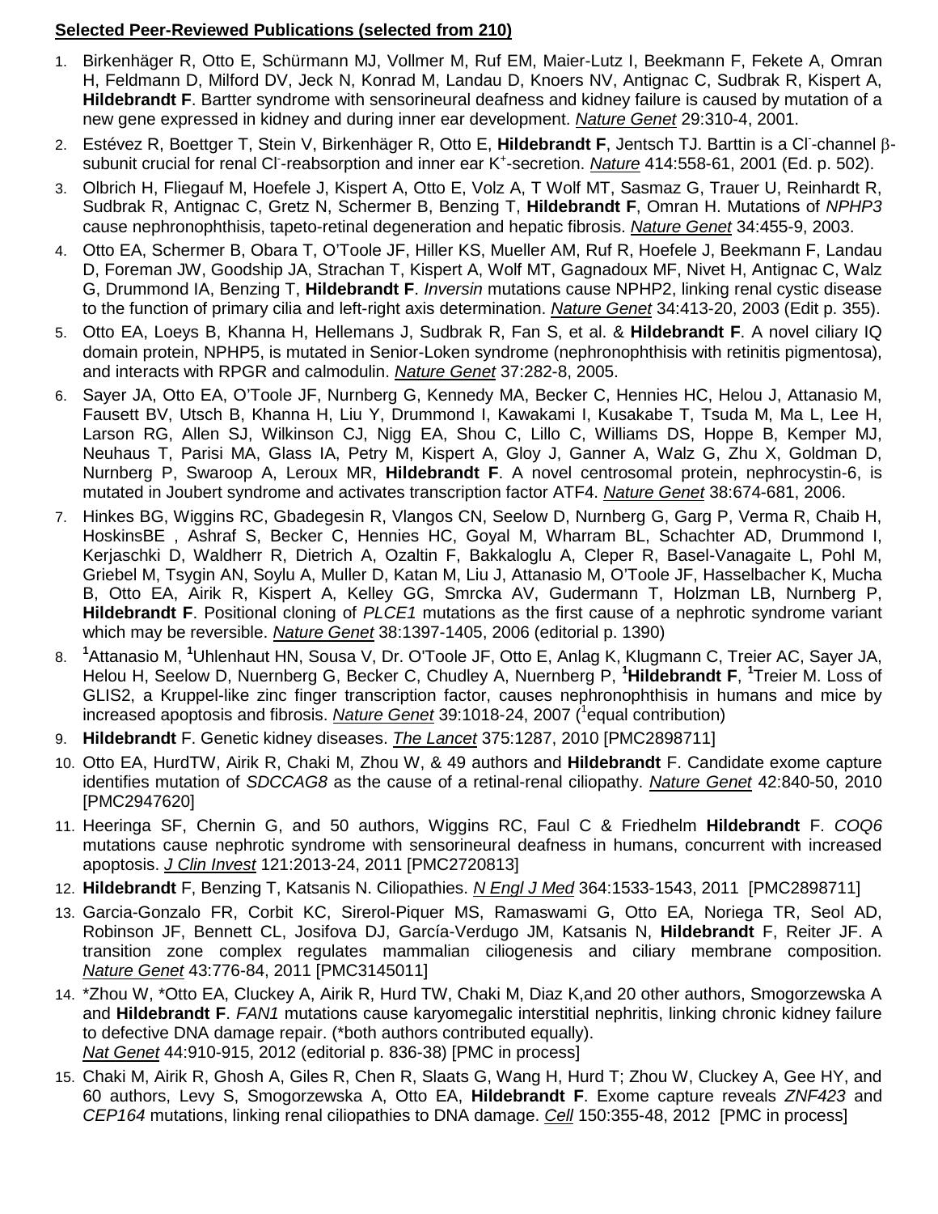**Selected Peer-Reviewed Publications (selected from 210)**

1. Birkenhäger R, Otto E, Schürmann MJ, Vollmer M, Ruf EM, Maier-Lutz I, Beekmann F, Fekete A, Omran H, Feldmann D, Milford DV, Jeck N, Konrad M, Landau D, Knoers NV, Antignac C, Sudbrak R, Kispert A, **Hildebrandt F**. Bartter syndrome with sensorineural deafness and kidney failure is caused by mutation of a new gene expressed in kidney and during inner ear development. *Nature Genet* 29:310-4, 2001.
2. Estévez R, Boettger T, Stein V, Birkenhäger R, Otto E, **Hildebrandt F**, Jentsch TJ. Barttin is a $Cl^-$-channel β-subunit crucial for renal $Cl^-$-reabsorption and inner ear $K^+$-secretion. *Nature* 414:558-61, 2001 (Ed. p. 502).
3. Olbrich H, Fliegauf M, Hoefele J, Kispert A, Otto E, Volz A, T Wolf MT, Sasmaz G, Trauer U, Reinhardt R, Sudbrak R, Antignac C, Gretz N, Schermer B, Benzing T, **Hildebrandt F**, Omran H. Mutations of *NPHP3* cause nephronophthisis, tapeto-retinal degeneration and hepatic fibrosis. *Nature Genet* 34:455-9, 2003.
4. Otto EA, Schermer B, Obara T, O'Toole JF, Hiller KS, Mueller AM, Ruf R, Hoefele J, Beekmann F, Landau D, Foreman JW, Goodship JA, Strachan T, Kispert A, Wolf MT, Gagnadoux MF, Nivet H, Antignac C, Walz G, Drummond IA, Benzing T, **Hildebrandt F**. *Inversin* mutations cause NPHP2, linking renal cystic disease to the function of primary cilia and left-right axis determination. *Nature Genet* 34:413-20, 2003 (Edit p. 355).
5. Otto EA, Loeys B, Khanna H, Hellemans J, Sudbrak R, Fan S, et al. & **Hildebrandt F**. A novel ciliary IQ domain protein, NPHP5, is mutated in Senior-Loken syndrome (nephronophthisis with retinitis pigmentosa), and interacts with RPGR and calmodulin. *Nature Genet* 37:282-8, 2005.
6. Sayer JA, Otto EA, O'Toole JF, Nurnberg G, Kennedy MA, Becker C, Hennies HC, Helou J, Attanasio M, Fausett BV, Utsch B, Khanna H, Liu Y, Drummond I, Kawakami I, Kusakabe T, Tsuda M, Ma L, Lee H, Larson RG, Allen SJ, Wilkinson CJ, Nigg EA, Shou C, Lillo C, Williams DS, Hoppe B, Kemper MJ, Neuhaus T, Parisi MA, Glass IA, Petry M, Kispert A, Gloy J, Ganner A, Walz G, Zhu X, Goldman D, Nurnberg P, Swaroop A, Leroux MR, **Hildebrandt F**. A novel centrosomal protein, nephrocystin-6, is mutated in Joubert syndrome and activates transcription factor ATF4. *Nature Genet* 38:674-681, 2006.
7. Hinkes BG, Wiggins RC, Gbadegesin R, Vlangos CN, Seelow D, Nurnberg G, Garg P, Verma R, Chaib H, HoskinsBE , Ashraf S, Becker C, Hennies HC, Goyal M, Wharram BL, Schachter AD, Drummond I, Kerjaschki D, Waldherr R, Dietrich A, Ozaltin F, Bakkaloglu A, Cleper R, Basel-Vanagaite L, Pohl M, Griebel M, Tsygin AN, Soylu A, Muller D, Katan M, Liu J, Attanasio M, O'Toole JF, Hasselbacher K, Mucha B, Otto EA, Airik R, Kispert A, Kelley GG, Smrcka AV, Gudermann T, Holzman LB, Nurnberg P, **Hildebrandt F**. Positional cloning of *PLCE1* mutations as the first cause of a nephrotic syndrome variant which may be reversible. *Nature Genet* 38:1397-1405, 2006 (editorial p. 1390)
8. [1]Attanasio M, [1]Uhlenhaut HN, Sousa V, Dr. O'Toole JF, Otto E, Anlag K, Klugmann C, Treier AC, Sayer JA, Helou H, Seelow D, Nuernberg G, Becker C, Chudley A, Nuernberg P, [1]**Hildebrandt F**, [1]Treier M. Loss of GLIS2, a Kruppel-like zinc finger transcription factor, causes nephronophthisis in humans and mice by increased apoptosis and fibrosis. *Nature Genet* 39:1018-24, 2007 ([1]equal contribution)
9. **Hildebrandt** F. Genetic kidney diseases. *The Lancet* 375:1287, 2010 [PMC2898711]
10. Otto EA, HurdTW, Airik R, Chaki M, Zhou W, & 49 authors and **Hildebrandt** F. Candidate exome capture identifies mutation of *SDCCAG8* as the cause of a retinal-renal ciliopathy. *Nature Genet* 42:840-50, 2010 [PMC2947620]
11. Heeringa SF, Chernin G, and 50 authors, Wiggins RC, Faul C & Friedhelm **Hildebrandt** F. *COQ6* mutations cause nephrotic syndrome with sensorineural deafness in humans, concurrent with increased apoptosis. *J Clin Invest* 121:2013-24, 2011 [PMC2720813]
12. **Hildebrandt** F, Benzing T, Katsanis N. Ciliopathies. *N Engl J Med* 364:1533-1543, 2011 [PMC2898711]
13. Garcia-Gonzalo FR, Corbit KC, Sirerol-Piquer MS, Ramaswami G, Otto EA, Noriega TR, Seol AD, Robinson JF, Bennett CL, Josifova DJ, García-Verdugo JM, Katsanis N, **Hildebrandt** F, Reiter JF. A transition zone complex regulates mammalian ciliogenesis and ciliary membrane composition. *Nature Genet* 43:776-84, 2011 [PMC3145011]
14. \*Zhou W, \*Otto EA, Cluckey A, Airik R, Hurd TW, Chaki M, Diaz K,and 20 other authors, Smogorzewska A and **Hildebrandt F**. *FAN1* mutations cause karyomegalic interstitial nephritis, linking chronic kidney failure to defective DNA damage repair. (\*both authors contributed equally). *Nat Genet* 44:910-915, 2012 (editorial p. 836-38) [PMC in process]
15. Chaki M, Airik R, Ghosh A, Giles R, Chen R, Slaats G, Wang H, Hurd T; Zhou W, Cluckey A, Gee HY, and 60 authors, Levy S, Smogorzewska A, Otto EA, **Hildebrandt F**. Exome capture reveals *ZNF423* and *CEP164* mutations, linking renal ciliopathies to DNA damage. *Cell* 150:355-48, 2012 [PMC in process]